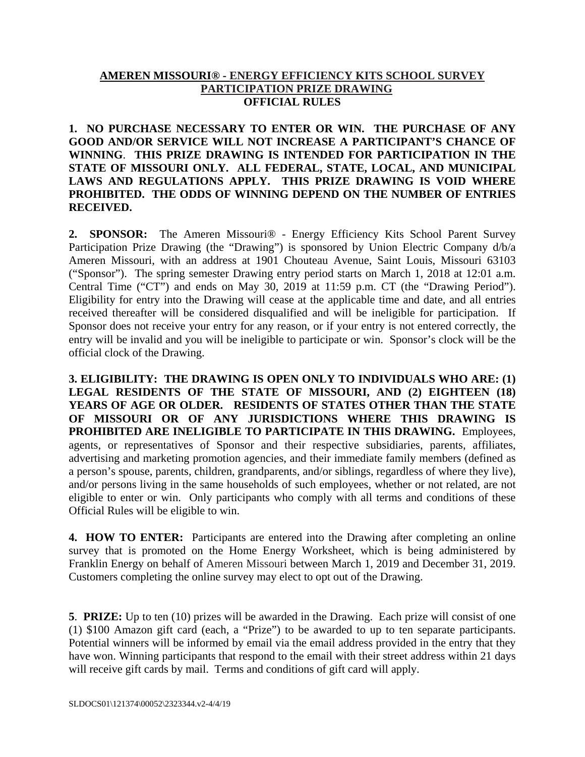# AMEREN MISSOURI® - ENERGY EFFICIENCY KITS SCHOOL SURVEY PARTICIPATION PRIZE DRAWING
## OFFICIAL RULES

**1. NO PURCHASE NECESSARY TO ENTER OR WIN. THE PURCHASE OF ANY GOOD AND/OR SERVICE WILL NOT INCREASE A PARTICIPANT'S CHANCE OF WINNING. THIS PRIZE DRAWING IS INTENDED FOR PARTICIPATION IN THE STATE OF MISSOURI ONLY. ALL FEDERAL, STATE, LOCAL, AND MUNICIPAL LAWS AND REGULATIONS APPLY. THIS PRIZE DRAWING IS VOID WHERE PROHIBITED. THE ODDS OF WINNING DEPEND ON THE NUMBER OF ENTRIES RECEIVED.**

**2. SPONSOR:** The Ameren Missouri® - Energy Efficiency Kits School Parent Survey Participation Prize Drawing (the "Drawing") is sponsored by Union Electric Company d/b/a Ameren Missouri, with an address at 1901 Chouteau Avenue, Saint Louis, Missouri 63103 ("Sponsor"). The spring semester Drawing entry period starts on March 1, 2018 at 12:01 a.m. Central Time ("CT") and ends on May 30, 2019 at 11:59 p.m. CT (the "Drawing Period"). Eligibility for entry into the Drawing will cease at the applicable time and date, and all entries received thereafter will be considered disqualified and will be ineligible for participation. If Sponsor does not receive your entry for any reason, or if your entry is not entered correctly, the entry will be invalid and you will be ineligible to participate or win. Sponsor's clock will be the official clock of the Drawing.

**3. ELIGIBILITY: THE DRAWING IS OPEN ONLY TO INDIVIDUALS WHO ARE: (1) LEGAL RESIDENTS OF THE STATE OF MISSOURI, AND (2) EIGHTEEN (18) YEARS OF AGE OR OLDER. RESIDENTS OF STATES OTHER THAN THE STATE OF MISSOURI OR OF ANY JURISDICTIONS WHERE THIS DRAWING IS PROHIBITED ARE INELIGIBLE TO PARTICIPATE IN THIS DRAWING.** Employees, agents, or representatives of Sponsor and their respective subsidiaries, parents, affiliates, advertising and marketing promotion agencies, and their immediate family members (defined as a person's spouse, parents, children, grandparents, and/or siblings, regardless of where they live), and/or persons living in the same households of such employees, whether or not related, are not eligible to enter or win. Only participants who comply with all terms and conditions of these Official Rules will be eligible to win.

**4. HOW TO ENTER:** Participants are entered into the Drawing after completing an online survey that is promoted on the Home Energy Worksheet, which is being administered by Franklin Energy on behalf of Ameren Missouri between March 1, 2019 and December 31, 2019. Customers completing the online survey may elect to opt out of the Drawing.

**5. PRIZE:** Up to ten (10) prizes will be awarded in the Drawing. Each prize will consist of one (1) $100 Amazon gift card (each, a "Prize") to be awarded to up to ten separate participants. Potential winners will be informed by email via the email address provided in the entry that they have won. Winning participants that respond to the email with their street address within 21 days will receive gift cards by mail. Terms and conditions of gift card will apply.

SLDOCS01\121374\00052\2323344.v2-4/4/19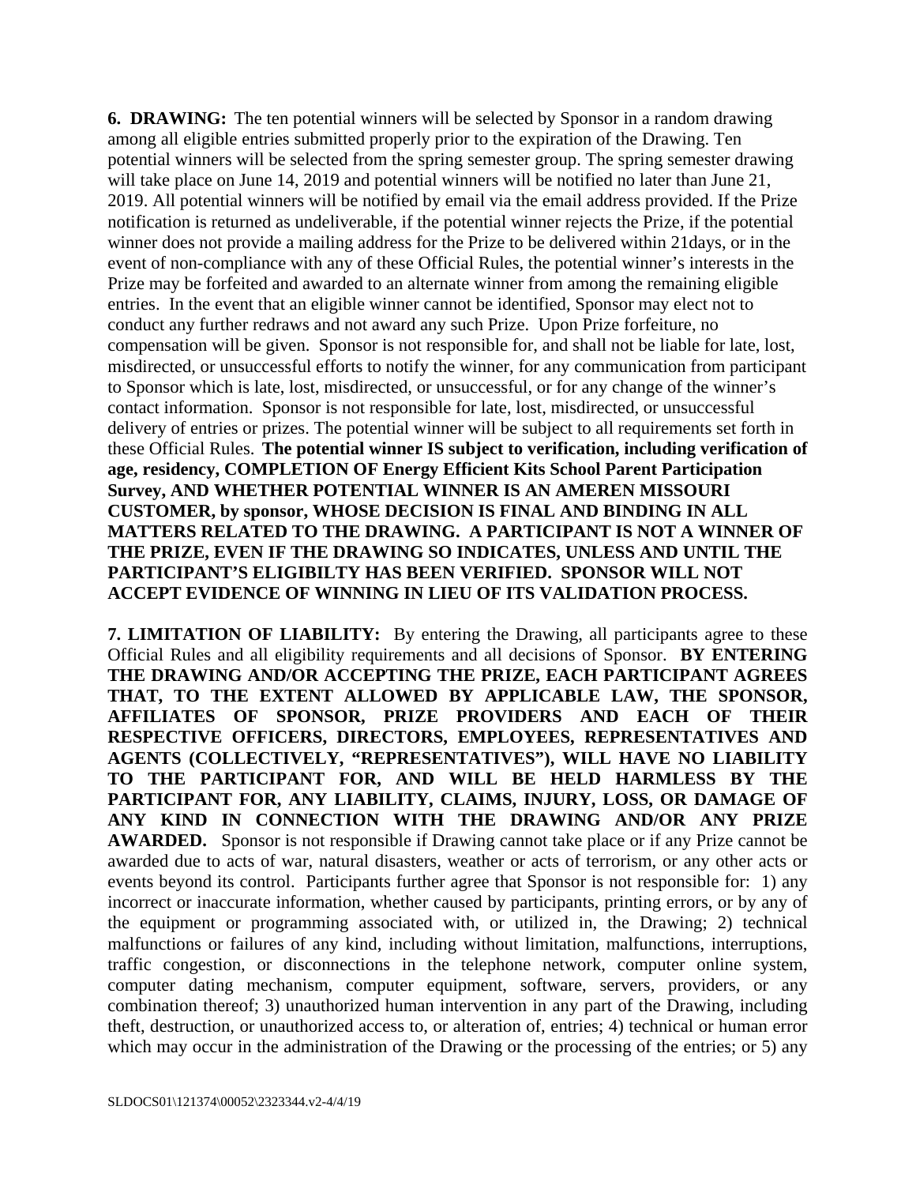**6. DRAWING:** The ten potential winners will be selected by Sponsor in a random drawing among all eligible entries submitted properly prior to the expiration of the Drawing. Ten potential winners will be selected from the spring semester group. The spring semester drawing will take place on June 14, 2019 and potential winners will be notified no later than June 21, 2019. All potential winners will be notified by email via the email address provided. If the Prize notification is returned as undeliverable, if the potential winner rejects the Prize, if the potential winner does not provide a mailing address for the Prize to be delivered within 21days, or in the event of non-compliance with any of these Official Rules, the potential winner's interests in the Prize may be forfeited and awarded to an alternate winner from among the remaining eligible entries. In the event that an eligible winner cannot be identified, Sponsor may elect not to conduct any further redraws and not award any such Prize. Upon Prize forfeiture, no compensation will be given. Sponsor is not responsible for, and shall not be liable for late, lost, misdirected, or unsuccessful efforts to notify the winner, for any communication from participant to Sponsor which is late, lost, misdirected, or unsuccessful, or for any change of the winner's contact information. Sponsor is not responsible for late, lost, misdirected, or unsuccessful delivery of entries or prizes. The potential winner will be subject to all requirements set forth in these Official Rules. **The potential winner IS subject to verification, including verification of age, residency, COMPLETION OF Energy Efficient Kits School Parent Participation Survey, AND WHETHER POTENTIAL WINNER IS AN AMEREN MISSOURI CUSTOMER, by sponsor, WHOSE DECISION IS FINAL AND BINDING IN ALL MATTERS RELATED TO THE DRAWING. A PARTICIPANT IS NOT A WINNER OF THE PRIZE, EVEN IF THE DRAWING SO INDICATES, UNLESS AND UNTIL THE PARTICIPANT'S ELIGIBILTY HAS BEEN VERIFIED. SPONSOR WILL NOT ACCEPT EVIDENCE OF WINNING IN LIEU OF ITS VALIDATION PROCESS.**

**7. LIMITATION OF LIABILITY:** By entering the Drawing, all participants agree to these Official Rules and all eligibility requirements and all decisions of Sponsor. **BY ENTERING THE DRAWING AND/OR ACCEPTING THE PRIZE, EACH PARTICIPANT AGREES THAT, TO THE EXTENT ALLOWED BY APPLICABLE LAW, THE SPONSOR, AFFILIATES OF SPONSOR, PRIZE PROVIDERS AND EACH OF THEIR RESPECTIVE OFFICERS, DIRECTORS, EMPLOYEES, REPRESENTATIVES AND AGENTS (COLLECTIVELY, "REPRESENTATIVES"), WILL HAVE NO LIABILITY TO THE PARTICIPANT FOR, AND WILL BE HELD HARMLESS BY THE PARTICIPANT FOR, ANY LIABILITY, CLAIMS, INJURY, LOSS, OR DAMAGE OF ANY KIND IN CONNECTION WITH THE DRAWING AND/OR ANY PRIZE AWARDED.** Sponsor is not responsible if Drawing cannot take place or if any Prize cannot be awarded due to acts of war, natural disasters, weather or acts of terrorism, or any other acts or events beyond its control. Participants further agree that Sponsor is not responsible for: 1) any incorrect or inaccurate information, whether caused by participants, printing errors, or by any of the equipment or programming associated with, or utilized in, the Drawing; 2) technical malfunctions or failures of any kind, including without limitation, malfunctions, interruptions, traffic congestion, or disconnections in the telephone network, computer online system, computer dating mechanism, computer equipment, software, servers, providers, or any combination thereof; 3) unauthorized human intervention in any part of the Drawing, including theft, destruction, or unauthorized access to, or alteration of, entries; 4) technical or human error which may occur in the administration of the Drawing or the processing of the entries; or 5) any

SLDOCS01\121374\00052\2323344.v2-4/4/19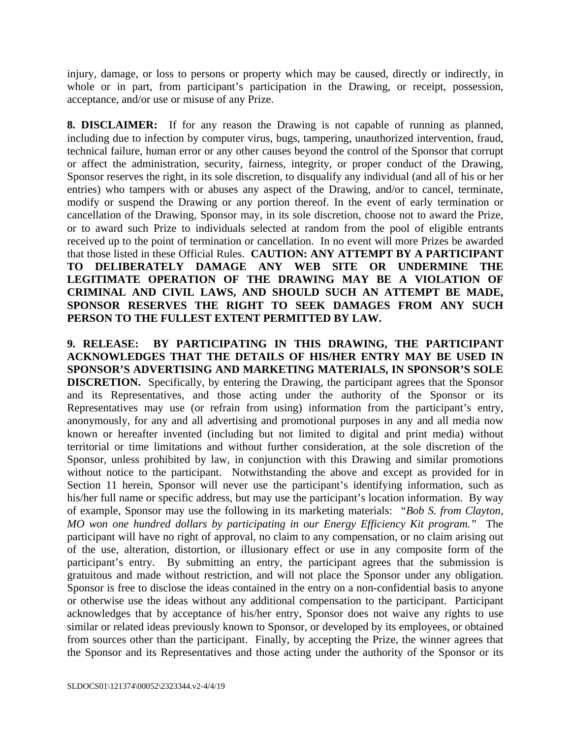injury, damage, or loss to persons or property which may be caused, directly or indirectly, in whole or in part, from participant's participation in the Drawing, or receipt, possession, acceptance, and/or use or misuse of any Prize.

**8. DISCLAIMER:** If for any reason the Drawing is not capable of running as planned, including due to infection by computer virus, bugs, tampering, unauthorized intervention, fraud, technical failure, human error or any other causes beyond the control of the Sponsor that corrupt or affect the administration, security, fairness, integrity, or proper conduct of the Drawing, Sponsor reserves the right, in its sole discretion, to disqualify any individual (and all of his or her entries) who tampers with or abuses any aspect of the Drawing, and/or to cancel, terminate, modify or suspend the Drawing or any portion thereof. In the event of early termination or cancellation of the Drawing, Sponsor may, in its sole discretion, choose not to award the Prize, or to award such Prize to individuals selected at random from the pool of eligible entrants received up to the point of termination or cancellation. In no event will more Prizes be awarded that those listed in these Official Rules. **CAUTION: ANY ATTEMPT BY A PARTICIPANT TO DELIBERATELY DAMAGE ANY WEB SITE OR UNDERMINE THE LEGITIMATE OPERATION OF THE DRAWING MAY BE A VIOLATION OF CRIMINAL AND CIVIL LAWS, AND SHOULD SUCH AN ATTEMPT BE MADE, SPONSOR RESERVES THE RIGHT TO SEEK DAMAGES FROM ANY SUCH PERSON TO THE FULLEST EXTENT PERMITTED BY LAW.**

**9. RELEASE: BY PARTICIPATING IN THIS DRAWING, THE PARTICIPANT ACKNOWLEDGES THAT THE DETAILS OF HIS/HER ENTRY MAY BE USED IN SPONSOR'S ADVERTISING AND MARKETING MATERIALS, IN SPONSOR'S SOLE DISCRETION.** Specifically, by entering the Drawing, the participant agrees that the Sponsor and its Representatives, and those acting under the authority of the Sponsor or its Representatives may use (or refrain from using) information from the participant's entry, anonymously, for any and all advertising and promotional purposes in any and all media now known or hereafter invented (including but not limited to digital and print media) without territorial or time limitations and without further consideration, at the sole discretion of the Sponsor, unless prohibited by law, in conjunction with this Drawing and similar promotions without notice to the participant. Notwithstanding the above and except as provided for in Section 11 herein, Sponsor will never use the participant's identifying information, such as his/her full name or specific address, but may use the participant's location information. By way of example, Sponsor may use the following in its marketing materials: *"Bob S. from Clayton, MO won one hundred dollars by participating in our Energy Efficiency Kit program."* The participant will have no right of approval, no claim to any compensation, or no claim arising out of the use, alteration, distortion, or illusionary effect or use in any composite form of the participant's entry. By submitting an entry, the participant agrees that the submission is gratuitous and made without restriction, and will not place the Sponsor under any obligation. Sponsor is free to disclose the ideas contained in the entry on a non-confidential basis to anyone or otherwise use the ideas without any additional compensation to the participant. Participant acknowledges that by acceptance of his/her entry, Sponsor does not waive any rights to use similar or related ideas previously known to Sponsor, or developed by its employees, or obtained from sources other than the participant. Finally, by accepting the Prize, the winner agrees that the Sponsor and its Representatives and those acting under the authority of the Sponsor or its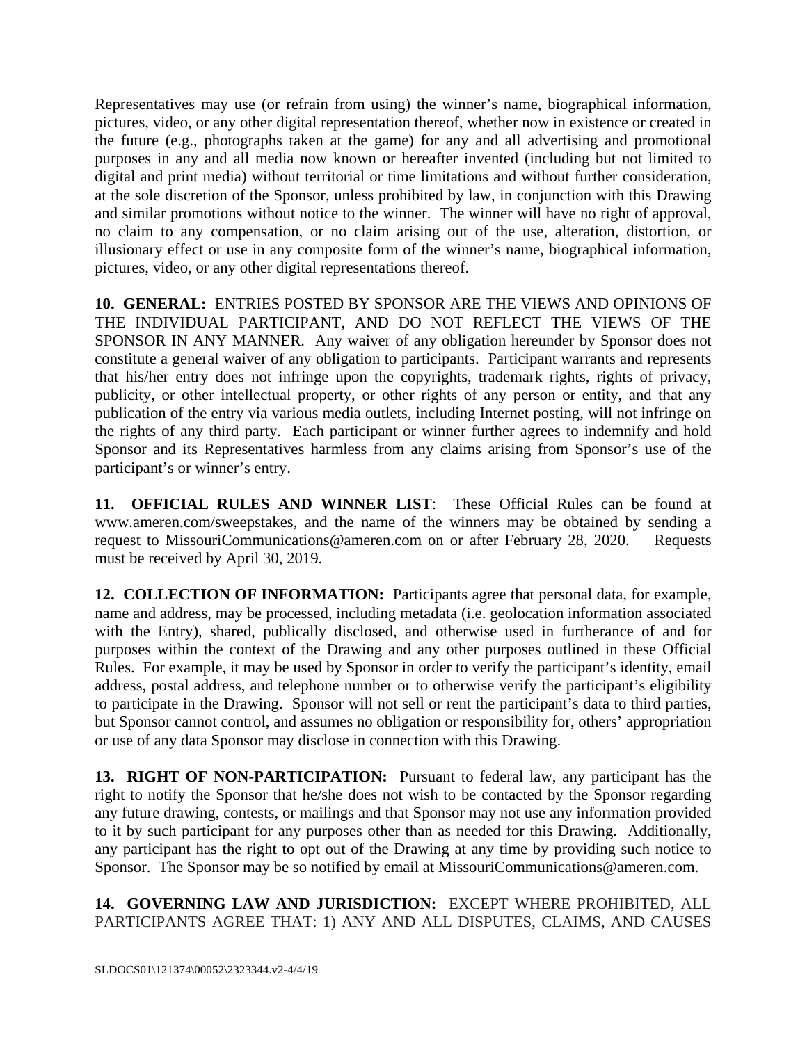Representatives may use (or refrain from using) the winner's name, biographical information, pictures, video, or any other digital representation thereof, whether now in existence or created in the future (e.g., photographs taken at the game) for any and all advertising and promotional purposes in any and all media now known or hereafter invented (including but not limited to digital and print media) without territorial or time limitations and without further consideration, at the sole discretion of the Sponsor, unless prohibited by law, in conjunction with this Drawing and similar promotions without notice to the winner. The winner will have no right of approval, no claim to any compensation, or no claim arising out of the use, alteration, distortion, or illusionary effect or use in any composite form of the winner's name, biographical information, pictures, video, or any other digital representations thereof.

**10. GENERAL:** ENTRIES POSTED BY SPONSOR ARE THE VIEWS AND OPINIONS OF THE INDIVIDUAL PARTICIPANT, AND DO NOT REFLECT THE VIEWS OF THE SPONSOR IN ANY MANNER. Any waiver of any obligation hereunder by Sponsor does not constitute a general waiver of any obligation to participants. Participant warrants and represents that his/her entry does not infringe upon the copyrights, trademark rights, rights of privacy, publicity, or other intellectual property, or other rights of any person or entity, and that any publication of the entry via various media outlets, including Internet posting, will not infringe on the rights of any third party. Each participant or winner further agrees to indemnify and hold Sponsor and its Representatives harmless from any claims arising from Sponsor's use of the participant's or winner's entry.

**11. OFFICIAL RULES AND WINNER LIST**: These Official Rules can be found at www.ameren.com/sweepstakes, and the name of the winners may be obtained by sending a request to MissouriCommunications@ameren.com on or after February 28, 2020. Requests must be received by April 30, 2019.

**12. COLLECTION OF INFORMATION:** Participants agree that personal data, for example, name and address, may be processed, including metadata (i.e. geolocation information associated with the Entry), shared, publically disclosed, and otherwise used in furtherance of and for purposes within the context of the Drawing and any other purposes outlined in these Official Rules. For example, it may be used by Sponsor in order to verify the participant's identity, email address, postal address, and telephone number or to otherwise verify the participant's eligibility to participate in the Drawing. Sponsor will not sell or rent the participant's data to third parties, but Sponsor cannot control, and assumes no obligation or responsibility for, others' appropriation or use of any data Sponsor may disclose in connection with this Drawing.

**13. RIGHT OF NON-PARTICIPATION:** Pursuant to federal law, any participant has the right to notify the Sponsor that he/she does not wish to be contacted by the Sponsor regarding any future drawing, contests, or mailings and that Sponsor may not use any information provided to it by such participant for any purposes other than as needed for this Drawing. Additionally, any participant has the right to opt out of the Drawing at any time by providing such notice to Sponsor. The Sponsor may be so notified by email at MissouriCommunications@ameren.com.

**14. GOVERNING LAW AND JURISDICTION:** EXCEPT WHERE PROHIBITED, ALL PARTICIPANTS AGREE THAT: 1) ANY AND ALL DISPUTES, CLAIMS, AND CAUSES

SLDOCS01\121374\00052\2323344.v2-4/4/19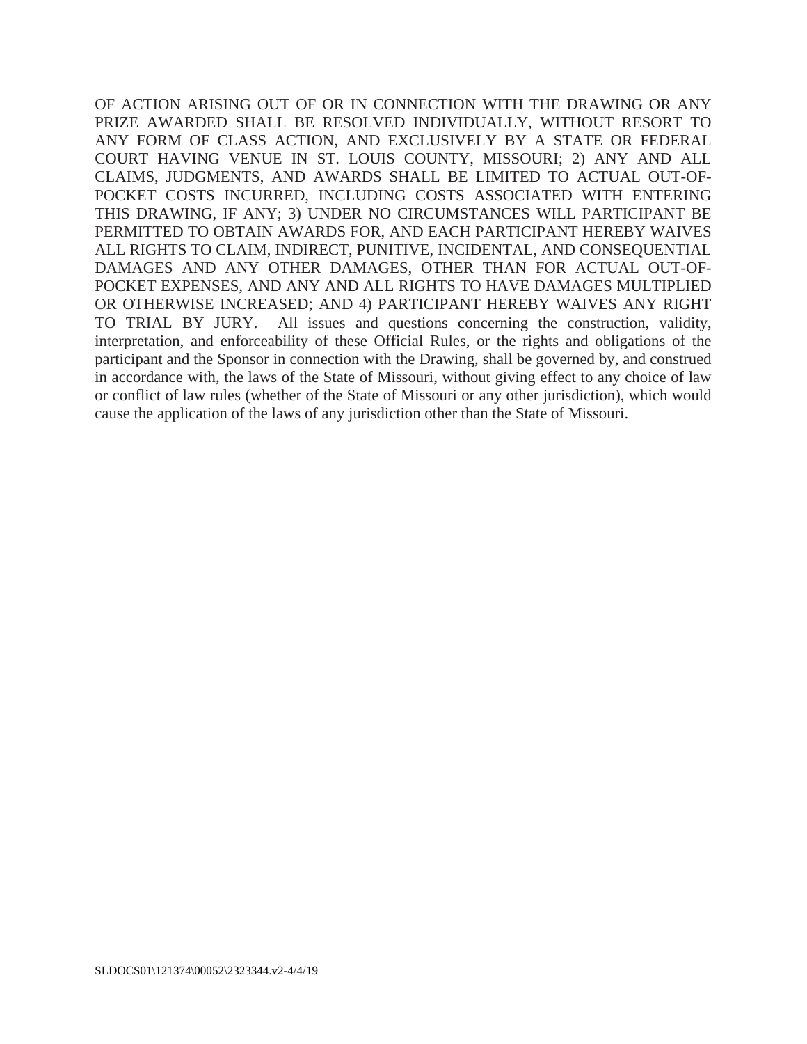OF ACTION ARISING OUT OF OR IN CONNECTION WITH THE DRAWING OR ANY PRIZE AWARDED SHALL BE RESOLVED INDIVIDUALLY, WITHOUT RESORT TO ANY FORM OF CLASS ACTION, AND EXCLUSIVELY BY A STATE OR FEDERAL COURT HAVING VENUE IN ST. LOUIS COUNTY, MISSOURI; 2) ANY AND ALL CLAIMS, JUDGMENTS, AND AWARDS SHALL BE LIMITED TO ACTUAL OUT-OF-POCKET COSTS INCURRED, INCLUDING COSTS ASSOCIATED WITH ENTERING THIS DRAWING, IF ANY; 3) UNDER NO CIRCUMSTANCES WILL PARTICIPANT BE PERMITTED TO OBTAIN AWARDS FOR, AND EACH PARTICIPANT HEREBY WAIVES ALL RIGHTS TO CLAIM, INDIRECT, PUNITIVE, INCIDENTAL, AND CONSEQUENTIAL DAMAGES AND ANY OTHER DAMAGES, OTHER THAN FOR ACTUAL OUT-OF-POCKET EXPENSES, AND ANY AND ALL RIGHTS TO HAVE DAMAGES MULTIPLIED OR OTHERWISE INCREASED; AND 4) PARTICIPANT HEREBY WAIVES ANY RIGHT TO TRIAL BY JURY. All issues and questions concerning the construction, validity, interpretation, and enforceability of these Official Rules, or the rights and obligations of the participant and the Sponsor in connection with the Drawing, shall be governed by, and construed in accordance with, the laws of the State of Missouri, without giving effect to any choice of law or conflict of law rules (whether of the State of Missouri or any other jurisdiction), which would cause the application of the laws of any jurisdiction other than the State of Missouri.

SLDOCS01\121374\00052\2323344.v2-4/4/19